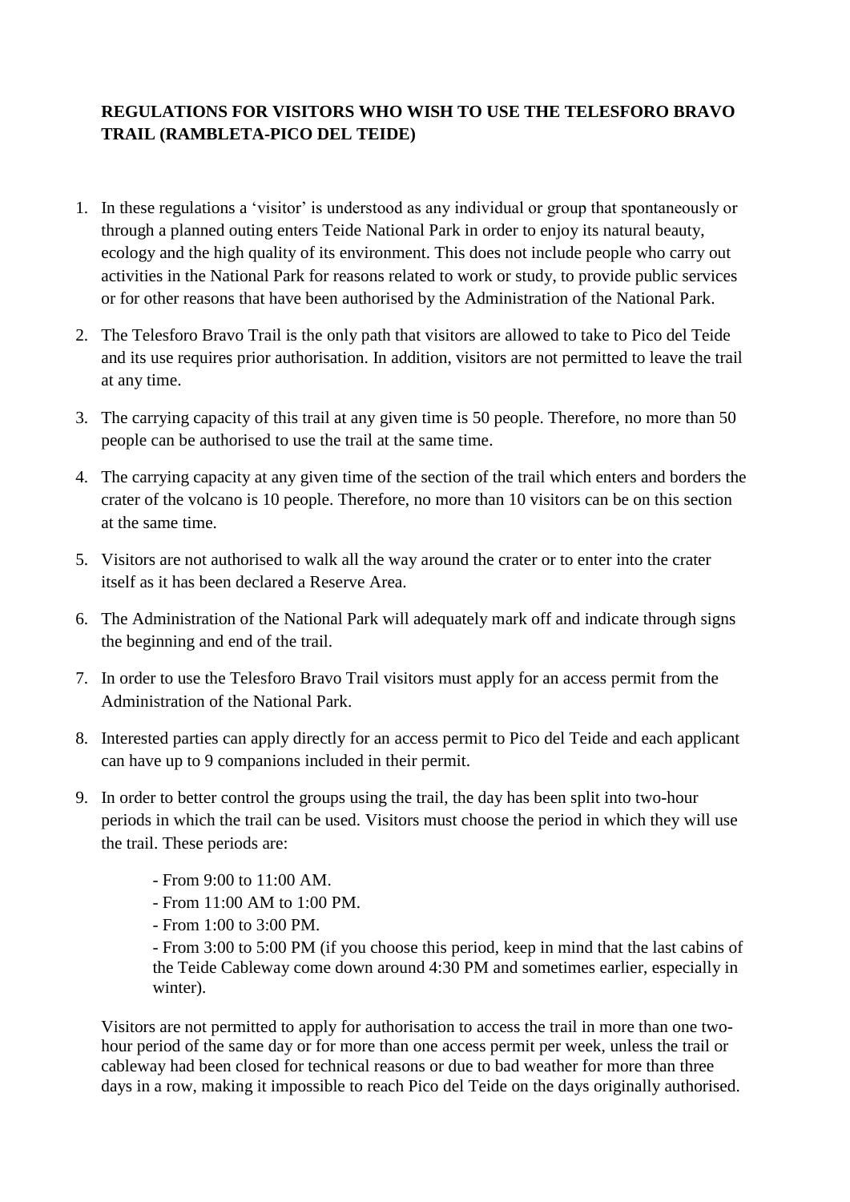**REGULATIONS FOR VISITORS WHO WISH TO USE THE TELESFORO BRAVO TRAIL (RAMBLETA-PICO DEL TEIDE)**

1. In these regulations a 'visitor' is understood as any individual or group that spontaneously or through a planned outing enters Teide National Park in order to enjoy its natural beauty, ecology and the high quality of its environment. This does not include people who carry out activities in the National Park for reasons related to work or study, to provide public services or for other reasons that have been authorised by the Administration of the National Park.

2. The Telesforo Bravo Trail is the only path that visitors are allowed to take to Pico del Teide and its use requires prior authorisation. In addition, visitors are not permitted to leave the trail at any time.

3. The carrying capacity of this trail at any given time is 50 people. Therefore, no more than 50 people can be authorised to use the trail at the same time.

4. The carrying capacity at any given time of the section of the trail which enters and borders the crater of the volcano is 10 people. Therefore, no more than 10 visitors can be on this section at the same time.

5. Visitors are not authorised to walk all the way around the crater or to enter into the crater itself as it has been declared a Reserve Area.

6. The Administration of the National Park will adequately mark off and indicate through signs the beginning and end of the trail.

7. In order to use the Telesforo Bravo Trail visitors must apply for an access permit from the Administration of the National Park.

8. Interested parties can apply directly for an access permit to Pico del Teide and each applicant can have up to 9 companions included in their permit.

9. In order to better control the groups using the trail, the day has been split into two-hour periods in which the trail can be used. Visitors must choose the period in which they will use the trail. These periods are:

   - From 9:00 to 11:00 AM.
   - From 11:00 AM to 1:00 PM.
   - From 1:00 to 3:00 PM.
   - From 3:00 to 5:00 PM (if you choose this period, keep in mind that the last cabins of the Teide Cableway come down around 4:30 PM and sometimes earlier, especially in winter).

   Visitors are not permitted to apply for authorisation to access the trail in more than one two-hour period of the same day or for more than one access permit per week, unless the trail or cableway had been closed for technical reasons or due to bad weather for more than three days in a row, making it impossible to reach Pico del Teide on the days originally authorised.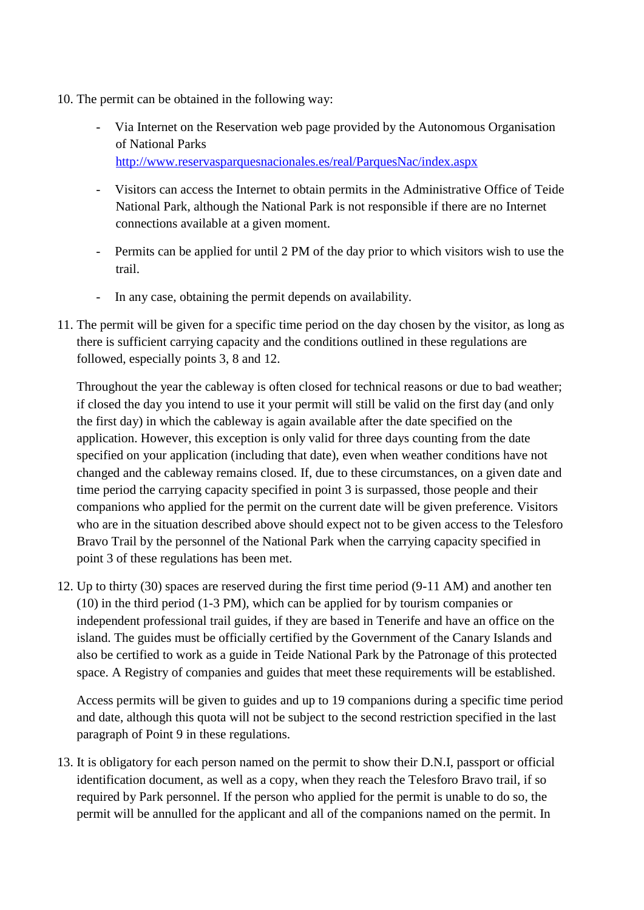10. The permit can be obtained in the following way:

    - Via Internet on the Reservation web page provided by the Autonomous Organisation of National Parks [http://www.reservasparquesnacionales.es/real/ParquesNac/index.aspx](http://www.reservasparquesnacionales.es/real/ParquesNac/index.aspx)

    - Visitors can access the Internet to obtain permits in the Administrative Office of Teide National Park, although the National Park is not responsible if there are no Internet connections available at a given moment.

    - Permits can be applied for until 2 PM of the day prior to which visitors wish to use the trail.

    - In any case, obtaining the permit depends on availability.

11. The permit will be given for a specific time period on the day chosen by the visitor, as long as there is sufficient carrying capacity and the conditions outlined in these regulations are followed, especially points 3, 8 and 12.

    Throughout the year the cableway is often closed for technical reasons or due to bad weather; if closed the day you intend to use it your permit will still be valid on the first day (and only the first day) in which the cableway is again available after the date specified on the application. However, this exception is only valid for three days counting from the date specified on your application (including that date), even when weather conditions have not changed and the cableway remains closed. If, due to these circumstances, on a given date and time period the carrying capacity specified in point 3 is surpassed, those people and their companions who applied for the permit on the current date will be given preference. Visitors who are in the situation described above should expect not to be given access to the Telesforo Bravo Trail by the personnel of the National Park when the carrying capacity specified in point 3 of these regulations has been met.

12. Up to thirty (30) spaces are reserved during the first time period (9-11 AM) and another ten (10) in the third period (1-3 PM), which can be applied for by tourism companies or independent professional trail guides, if they are based in Tenerife and have an office on the island. The guides must be officially certified by the Government of the Canary Islands and also be certified to work as a guide in Teide National Park by the Patronage of this protected space. A Registry of companies and guides that meet these requirements will be established.

    Access permits will be given to guides and up to 19 companions during a specific time period and date, although this quota will not be subject to the second restriction specified in the last paragraph of Point 9 in these regulations.

13. It is obligatory for each person named on the permit to show their D.N.I, passport or official identification document, as well as a copy, when they reach the Telesforo Bravo trail, if so required by Park personnel. If the person who applied for the permit is unable to do so, the permit will be annulled for the applicant and all of the companions named on the permit. In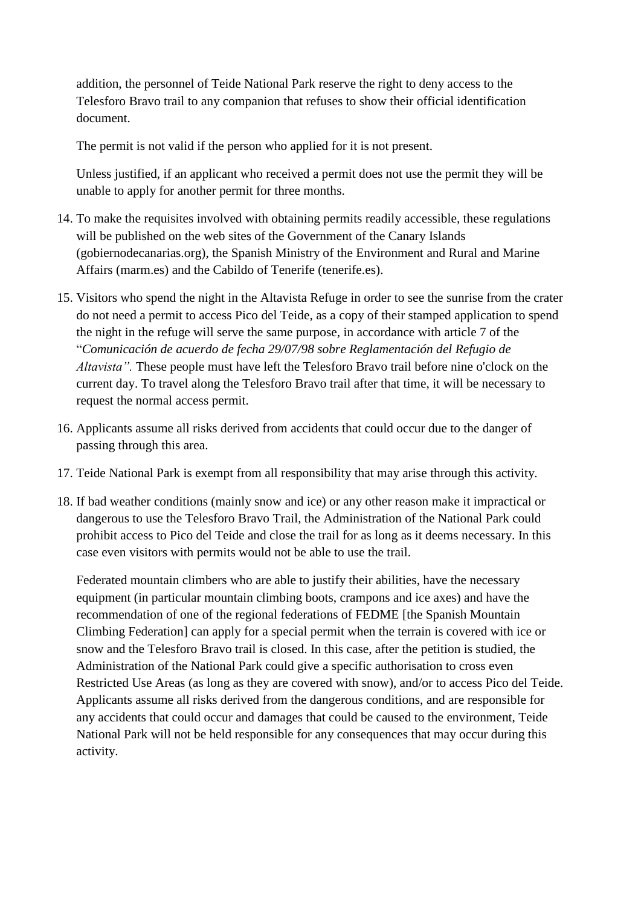addition, the personnel of Teide National Park reserve the right to deny access to the Telesforo Bravo trail to any companion that refuses to show their official identification document.

The permit is not valid if the person who applied for it is not present.

Unless justified, if an applicant who received a permit does not use the permit they will be unable to apply for another permit for three months.

14. To make the requisites involved with obtaining permits readily accessible, these regulations will be published on the web sites of the Government of the Canary Islands (gobiernodecanarias.org), the Spanish Ministry of the Environment and Rural and Marine Affairs (marm.es) and the Cabildo of Tenerife (tenerife.es).

15. Visitors who spend the night in the Altavista Refuge in order to see the sunrise from the crater do not need a permit to access Pico del Teide, as a copy of their stamped application to spend the night in the refuge will serve the same purpose, in accordance with article 7 of the "*Comunicación de acuerdo de fecha 29/07/98 sobre Reglamentación del Refugio de Altavista".* These people must have left the Telesforo Bravo trail before nine o'clock on the current day. To travel along the Telesforo Bravo trail after that time, it will be necessary to request the normal access permit.

16. Applicants assume all risks derived from accidents that could occur due to the danger of passing through this area.

17. Teide National Park is exempt from all responsibility that may arise through this activity.

18. If bad weather conditions (mainly snow and ice) or any other reason make it impractical or dangerous to use the Telesforo Bravo Trail, the Administration of the National Park could prohibit access to Pico del Teide and close the trail for as long as it deems necessary. In this case even visitors with permits would not be able to use the trail.

    Federated mountain climbers who are able to justify their abilities, have the necessary equipment (in particular mountain climbing boots, crampons and ice axes) and have the recommendation of one of the regional federations of FEDME [the Spanish Mountain Climbing Federation] can apply for a special permit when the terrain is covered with ice or snow and the Telesforo Bravo trail is closed. In this case, after the petition is studied, the Administration of the National Park could give a specific authorisation to cross even Restricted Use Areas (as long as they are covered with snow), and/or to access Pico del Teide. Applicants assume all risks derived from the dangerous conditions, and are responsible for any accidents that could occur and damages that could be caused to the environment, Teide National Park will not be held responsible for any consequences that may occur during this activity.